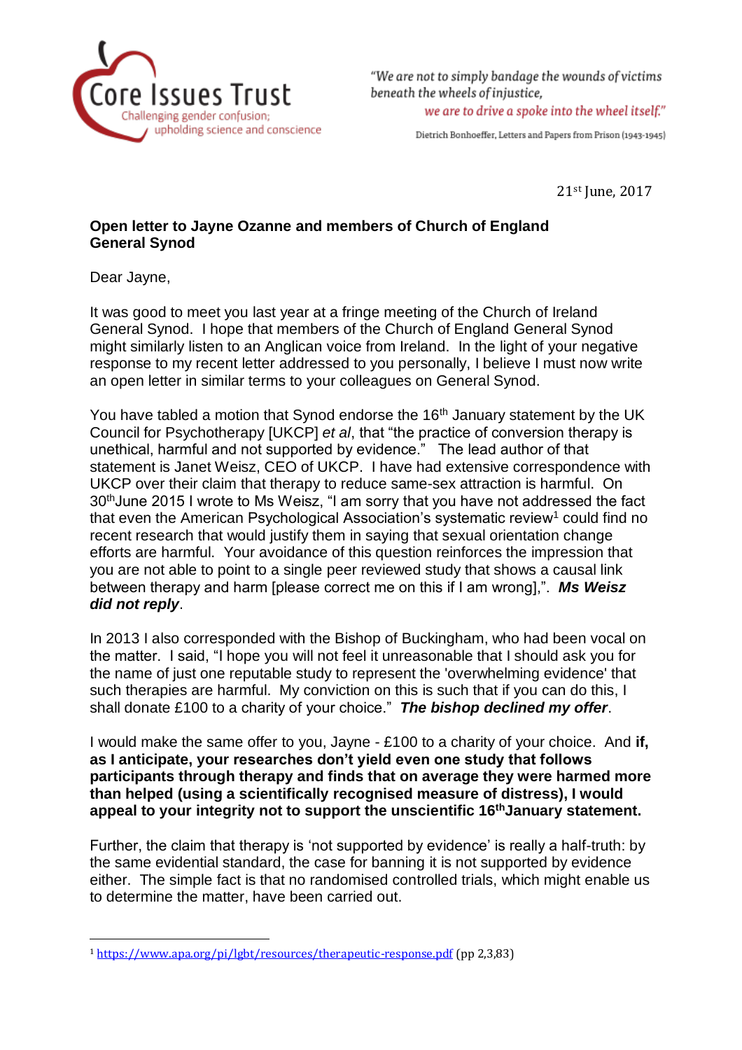Core Issues Trust
Challenging gender confusion; upholding science and conscience

*"We are not to simply bandage the wounds of victims beneath the wheels of injustice, we are to drive a spoke into the wheel itself."*

Dietrich Bonhoeffer, Letters and Papers from Prison (1943-1945)

21st June, 2017

**Open letter to Jayne Ozanne and members of Church of England General Synod**

Dear Jayne,

It was good to meet you last year at a fringe meeting of the Church of Ireland General Synod. I hope that members of the Church of England General Synod might similarly listen to an Anglican voice from Ireland. In the light of your negative response to my recent letter addressed to you personally, I believe I must now write an open letter in similar terms to your colleagues on General Synod.

You have tabled a motion that Synod endorse the 16th January statement by the UK Council for Psychotherapy [UKCP] *et al*, that "the practice of conversion therapy is unethical, harmful and not supported by evidence." The lead author of that statement is Janet Weisz, CEO of UKCP. I have had extensive correspondence with UKCP over their claim that therapy to reduce same-sex attraction is harmful. On 30th June 2015 I wrote to Ms Weisz, "I am sorry that you have not addressed the fact that even the American Psychological Association's systematic review[1] could find no recent research that would justify them in saying that sexual orientation change efforts are harmful. Your avoidance of this question reinforces the impression that you are not able to point to a single peer reviewed study that shows a causal link between therapy and harm [please correct me on this if I am wrong],". ***Ms Weisz did not reply***.

In 2013 I also corresponded with the Bishop of Buckingham, who had been vocal on the matter. I said, "I hope you will not feel it unreasonable that I should ask you for the name of just one reputable study to represent the 'overwhelming evidence' that such therapies are harmful. My conviction on this is such that if you can do this, I shall donate £100 to a charity of your choice." ***The bishop declined my offer***.

I would make the same offer to you, Jayne - £100 to a charity of your choice. And **if, as I anticipate, your researches don't yield even one study that follows participants through therapy and finds that on average they were harmed more than helped (using a scientifically recognised measure of distress), I would appeal to your integrity not to support the unscientific 16th January statement.**

Further, the claim that therapy is 'not supported by evidence' is really a half-truth: by the same evidential standard, the case for banning it is not supported by evidence either. The simple fact is that no randomised controlled trials, which might enable us to determine the matter, have been carried out.

[1] https://www.apa.org/pi/lgbt/resources/therapeutic-response.pdf (pp 2,3,83)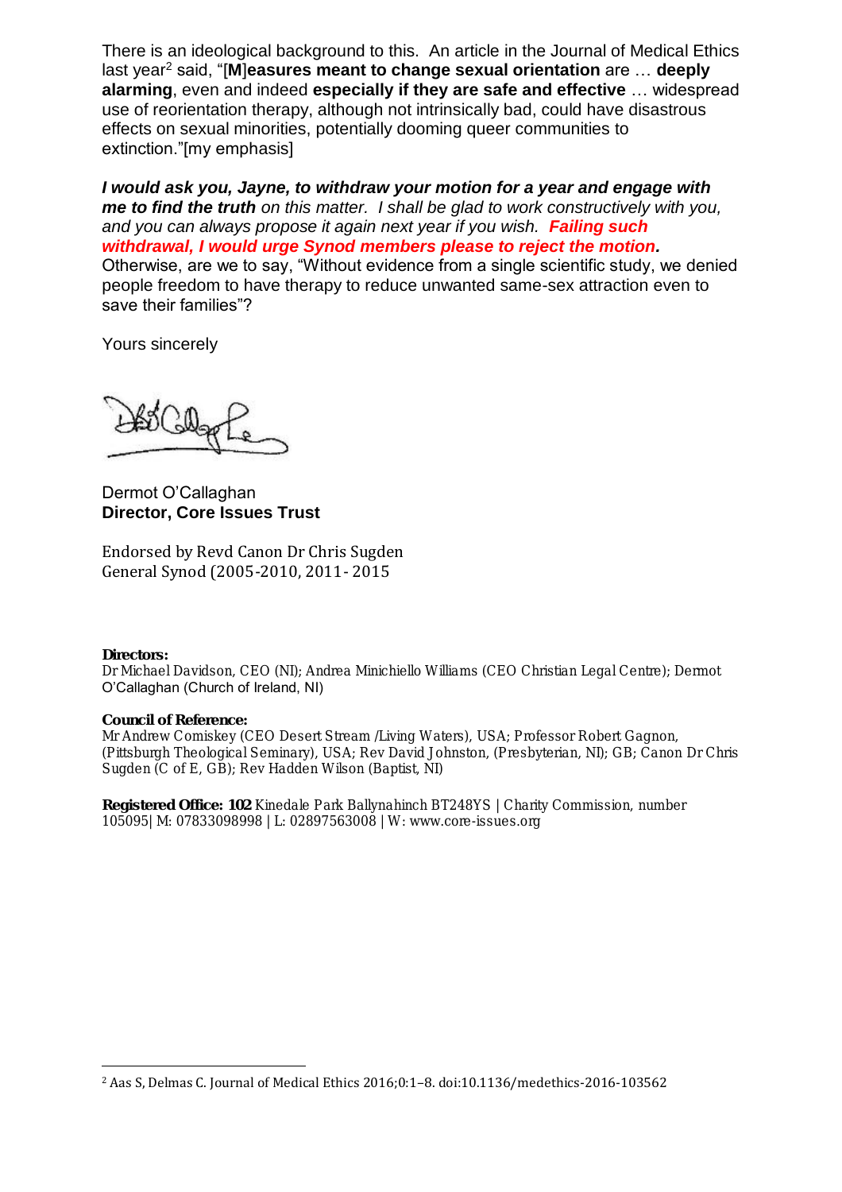There is an ideological background to this. An article in the Journal of Medical Ethics last year[2] said, "[**M**]**easures meant to change sexual orientation** are … **deeply alarming**, even and indeed **especially if they are safe and effective** … widespread use of reorientation therapy, although not intrinsically bad, could have disastrous effects on sexual minorities, potentially dooming queer communities to extinction."[my emphasis]

***I would ask you, Jayne, to withdraw your motion for a year and engage with me to find the truth*** *on this matter. I shall be glad to work constructively with you, and you can always propose it again next year if you wish.* ***Failing such withdrawal, I would urge Synod members please to reject the motion.*** Otherwise, are we to say, "Without evidence from a single scientific study, we denied people freedom to have therapy to reduce unwanted same-sex attraction even to save their families"?

Yours sincerely

Dermot O'Callaghan
**Director, Core Issues Trust**

Endorsed by Revd Canon Dr Chris Sugden
General Synod (2005-2010, 2011- 2015

**Directors:**
Dr Michael Davidson, CEO (NI); Andrea Minichiello Williams (CEO Christian Legal Centre); Dermot O'Callaghan (Church of Ireland, NI)

**Council of Reference:**
Mr Andrew Comiskey (CEO Desert Stream /Living Waters), USA; Professor Robert Gagnon, (Pittsburgh Theological Seminary), USA; Rev David Johnston, (Presbyterian, NI); GB; Canon Dr Chris Sugden (C of E, GB); Rev Hadden Wilson (Baptist, NI)

**Registered Office: 102** Kinedale Park Ballynahinch BT248YS | Charity Commission, number 105095| M: 07833098998 | L: 02897563008 | W: www.core-issues.org

[2] Aas S, Delmas C. Journal of Medical Ethics 2016;0:1–8. doi:10.1136/medethics-2016-103562